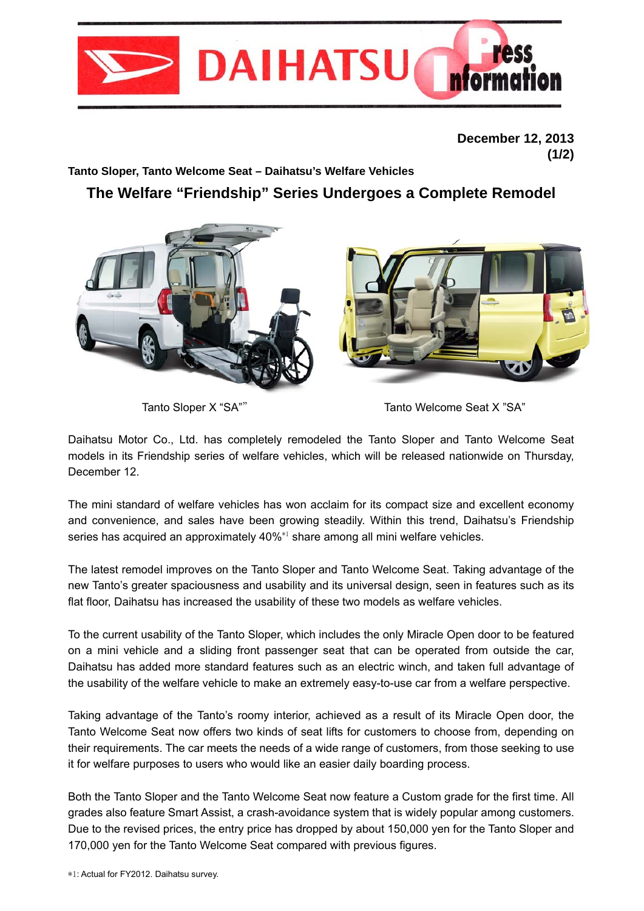December 12, 2013

**Tanto Sloper, Tanto Welcome Seat – Daihatsu's Welfare Vehicles**

## The Welfare "Friendship" Series Undergoes a Complete Remodel

Tanto Sloper X "SA""

Tanto Welcome Seat X "SA"

Daihatsu Motor Co., Ltd. has completely remodeled the Tanto Sloper and Tanto Welcome Seat models in its Friendship series of welfare vehicles, which will be released nationwide on Thursday, December 12.

The mini standard of welfare vehicles has won acclaim for its compact size and excellent economy and convenience, and sales have been growing steadily. Within this trend, Daihatsu's Friendship series has acquired an approximately 40%[*1] share among all mini welfare vehicles.

The latest remodel improves on the Tanto Sloper and Tanto Welcome Seat. Taking advantage of the new Tanto's greater spaciousness and usability and its universal design, seen in features such as its flat floor, Daihatsu has increased the usability of these two models as welfare vehicles.

To the current usability of the Tanto Sloper, which includes the only Miracle Open door to be featured on a mini vehicle and a sliding front passenger seat that can be operated from outside the car, Daihatsu has added more standard features such as an electric winch, and taken full advantage of the usability of the welfare vehicle to make an extremely easy-to-use car from a welfare perspective.

Taking advantage of the Tanto's roomy interior, achieved as a result of its Miracle Open door, the Tanto Welcome Seat now offers two kinds of seat lifts for customers to choose from, depending on their requirements. The car meets the needs of a wide range of customers, from those seeking to use it for welfare purposes to users who would like an easier daily boarding process.

Both the Tanto Sloper and the Tanto Welcome Seat now feature a Custom grade for the first time. All grades also feature Smart Assist, a crash-avoidance system that is widely popular among customers. Due to the revised prices, the entry price has dropped by about 150,000 yen for the Tanto Sloper and 170,000 yen for the Tanto Welcome Seat compared with previous figures.

*1: Actual for FY2012. Daihatsu survey.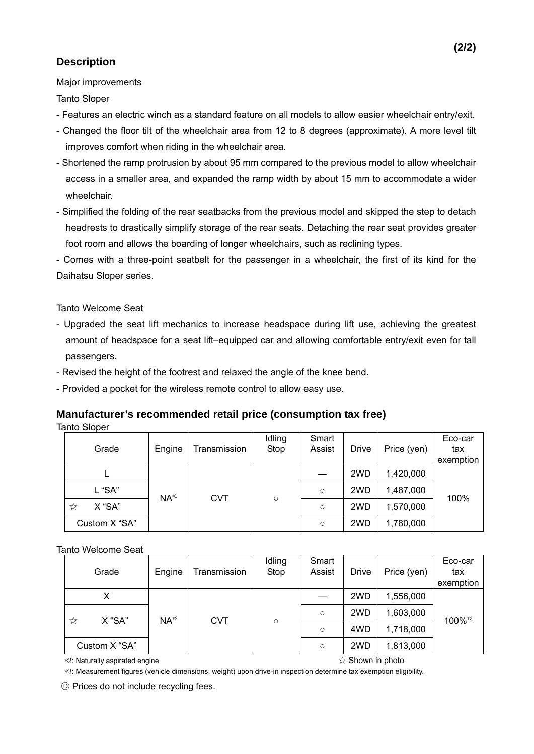## Description

Major improvements

Tanto Sloper

- Features an electric winch as a standard feature on all models to allow easier wheelchair entry/exit.
- Changed the floor tilt of the wheelchair area from 12 to 8 degrees (approximate). A more level tilt improves comfort when riding in the wheelchair area.
- Shortened the ramp protrusion by about 95 mm compared to the previous model to allow wheelchair access in a smaller area, and expanded the ramp width by about 15 mm to accommodate a wider wheelchair.
- Simplified the folding of the rear seatbacks from the previous model and skipped the step to detach headrests to drastically simplify storage of the rear seats. Detaching the rear seat provides greater foot room and allows the boarding of longer wheelchairs, such as reclining types.
- Comes with a three-point seatbelt for the passenger in a wheelchair, the first of its kind for the Daihatsu Sloper series.

Tanto Welcome Seat

- Upgraded the seat lift mechanics to increase headspace during lift use, achieving the greatest amount of headspace for a seat lift–equipped car and allowing comfortable entry/exit even for tall passengers.
- Revised the height of the footrest and relaxed the angle of the knee bend.
- Provided a pocket for the wireless remote control to allow easy use.

## Manufacturer's recommended retail price (consumption tax free)

Tanto Sloper

| Grade | Engine | Transmission | Idling Stop | Smart Assist | Drive | Price (yen) | Eco-car tax exemption |
|---|---|---|---|---|---|---|---|
| L | NA*2 | CVT | ○ | — | 2WD | 1,420,000 | 100% |
| L "SA" | | | | ○ | 2WD | 1,487,000 | |
| ☆ X "SA" | | | | ○ | 2WD | 1,570,000 | |
| Custom X "SA" | | | | ○ | 2WD | 1,780,000 | |

Tanto Welcome Seat

| Grade | Engine | Transmission | Idling Stop | Smart Assist | Drive | Price (yen) | Eco-car tax exemption |
|---|---|---|---|---|---|---|---|
| X | NA*2 | CVT | ○ | — | 2WD | 1,556,000 | 100%*3 |
| ☆ X "SA" | | | | ○ | 2WD | 1,603,000 | |
| | | | | ○ | 4WD | 1,718,000 | |
| Custom X "SA" | | | | ○ | 2WD | 1,813,000 | |

*2: Naturally aspirated engine ☆ Shown in photo

*3: Measurement figures (vehicle dimensions, weight) upon drive-in inspection determine tax exemption eligibility.

◎ Prices do not include recycling fees.